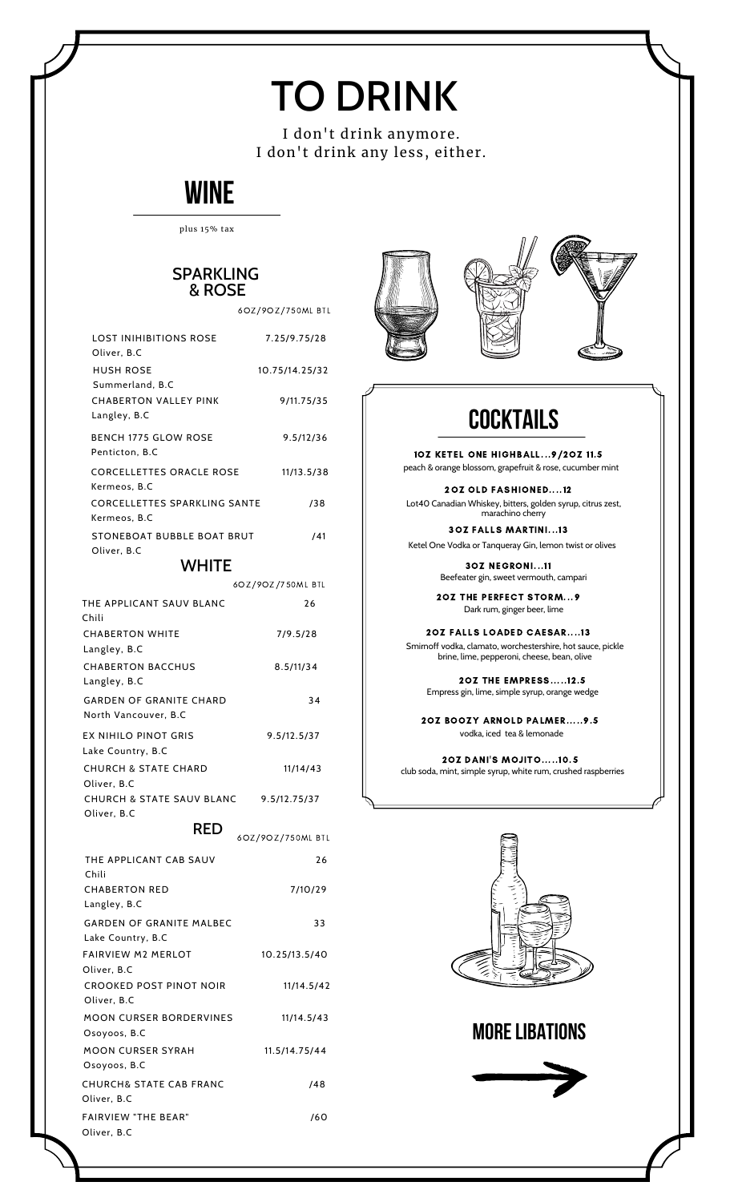# TO DRINK

I don't drink anymore.
I don't drink any less, either.

## WINE

plus 15% tax

### SPARKLING & ROSE

| | 6OZ/9OZ/750ML BTL |
|---|---|
| LOST INIHIBITIONS ROSE<br>Oliver, B.C | 7.25/9.75/28 |
| HUSH ROSE<br>Summerland, B.C | 10.75/14.25/32 |
| CHABERTON VALLEY PINK<br>Langley, B.C | 9/11.75/35 |
| BENCH 1775 GLOW ROSE<br>Penticton, B.C | 9.5/12/36 |
| CORCELLETTES ORACLE ROSE<br>Kermeos, B.C | 11/13.5/38 |
| CORCELLETTES SPARKLING SANTE<br>Kermeos, B.C | /38 |
| STONEBOAT BUBBLE BOAT BRUT<br>Oliver, B.C | /41 |

### WHITE

| | 6OZ/9OZ/750ML BTL |
|---|---|
| THE APPLICANT SAUV BLANC<br>Chili | 26 |
| CHABERTON WHITE<br>Langley, B.C | 7/9.5/28 |
| CHABERTON BACCHUS<br>Langley, B.C | 8.5/11/34 |
| GARDEN OF GRANITE CHARD<br>North Vancouver, B.C | 34 |
| EX NIHILO PINOT GRIS<br>Lake Country, B.C | 9.5/12.5/37 |
| CHURCH & STATE CHARD<br>Oliver, B.C | 11/14/43 |
| CHURCH & STATE SAUV BLANC<br>Oliver, B.C | 9.5/12.75/37 |

### RED

| | 6OZ/9OZ/750ML BTL |
|---|---|
| THE APPLICANT CAB SAUV<br>Chili | 26 |
| CHABERTON RED<br>Langley, B.C | 7/10/29 |
| GARDEN OF GRANITE MALBEC<br>Lake Country, B.C | 33 |
| FAIRVIEW M2 MERLOT<br>Oliver, B.C | 10.25/13.5/40 |
| CROOKED POST PINOT NOIR<br>Oliver, B.C | 11/14.5/42 |
| MOON CURSER BORDERVINES<br>Osoyoos, B.C | 11/14.5/43 |
| MOON CURSER SYRAH<br>Osoyoos, B.C | 11.5/14.75/44 |
| CHURCH& STATE CAB FRANC<br>Oliver, B.C | /48 |
| FAIRVIEW "THE BEAR"<br>Oliver, B.C | /60 |

## COCKTAILS

**1OZ KETEL ONE HIGHBALL...9/2OZ 11.5**
peach & orange blossom, grapefruit & rose, cucumber mint

**2OZ OLD FASHIONED....12**
Lot40 Canadian Whiskey, bitters, golden syrup, citrus zest, marachino cherry

**3OZ FALLS MARTINI...13**
Ketel One Vodka or Tanqueray Gin, lemon twist or olives

**3OZ NEGRONI...11**
Beefeater gin, sweet vermouth, campari

**2OZ THE PERFECT STORM...9**
Dark rum, ginger beer, lime

**2OZ FALLS LOADED CAESAR....13**
Smirnoff vodka, clamato, worchestershire, hot sauce, pickle brine, lime, pepperoni, cheese, bean, olive

**2OZ THE EMPRESS.....12.5**
Empress gin, lime, simple syrup, orange wedge

**2OZ BOOZY ARNOLD PALMER.....9.5**
vodka, iced tea & lemonade

**2OZ DANI'S MOJITO.....10.5**
club soda, mint, simple syrup, white rum, crushed raspberries

## MORE LIBATIONS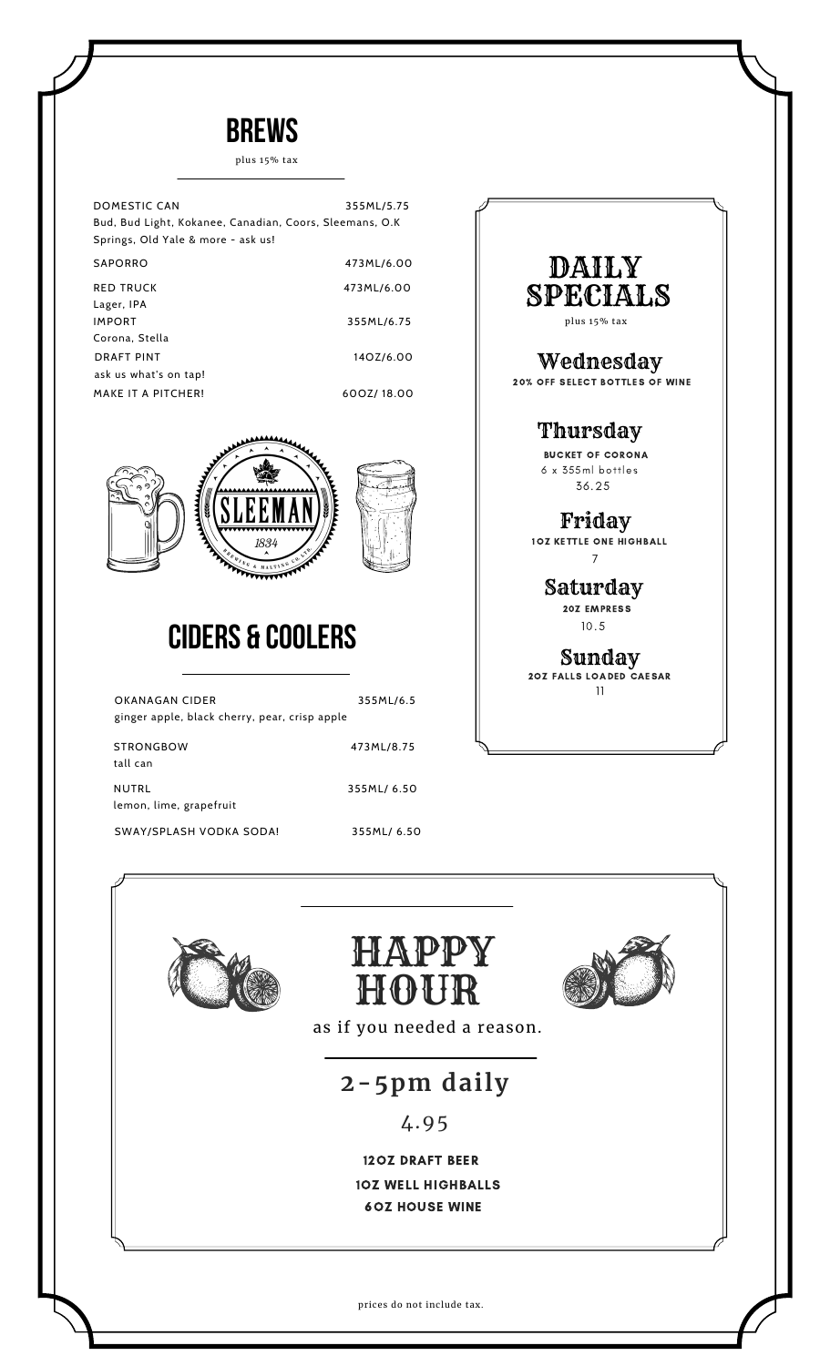## BREWS

plus 15% tax

| | |
|---|---|
| DOMESTIC CAN<br>Bud, Bud Light, Kokanee, Canadian, Coors, Sleemans, O.K Springs, Old Yale & more - ask us! | 355ML/5.75 |
| SAPORRO | 473ML/6.00 |
| RED TRUCK<br>Lager, IPA | 473ML/6.00 |
| IMPORT<br>Corona, Stella | 355ML/6.75 |
| DRAFT PINT<br>ask us what's on tap! | 14OZ/6.00 |
| MAKE IT A PITCHER! | 60OZ/ 18.00 |

SLEEMAN
1834

## CIDERS & COOLERS

| | |
|---|---|
| OKANAGAN CIDER<br>ginger apple, black cherry, pear, crisp apple | 355ML/6.5 |
| STRONGBOW<br>tall can | 473ML/8.75 |
| NUTRL<br>lemon, lime, grapefruit | 355ML/ 6.50 |
| SWAY/SPLASH VODKA SODA! | 355ML/ 6.50 |

## DAILY SPECIALS

plus 15% tax

### Wednesday

20% OFF SELECT BOTTLES OF WINE

### Thursday

BUCKET OF CORONA
6 x 355ml bottles
36.25

### Friday

1OZ KETTLE ONE HIGHBALL
7

### Saturday

2OZ EMPRESS
10.5

### Sunday

2OZ FALLS LOADED CAESAR
11

## HAPPY HOUR

as if you needed a reason.

### 2-5pm daily

4.95

12OZ DRAFT BEER
1OZ WELL HIGHBALLS
6OZ HOUSE WINE

prices do not include tax.